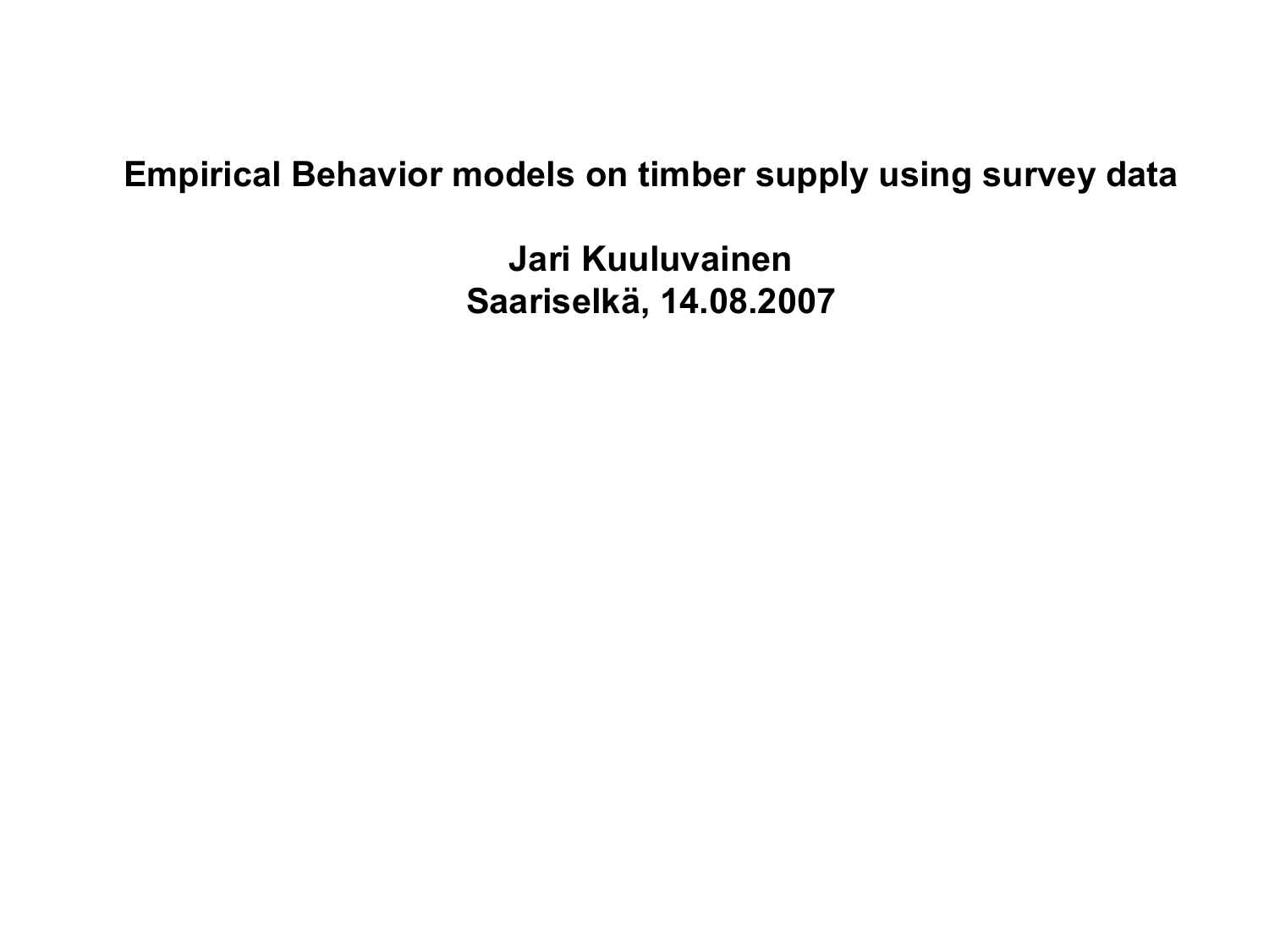# Empirical Behavior models on timber supply using survey data

**Jari Kuuluvainen**
**Saariselkä, 14.08.2007**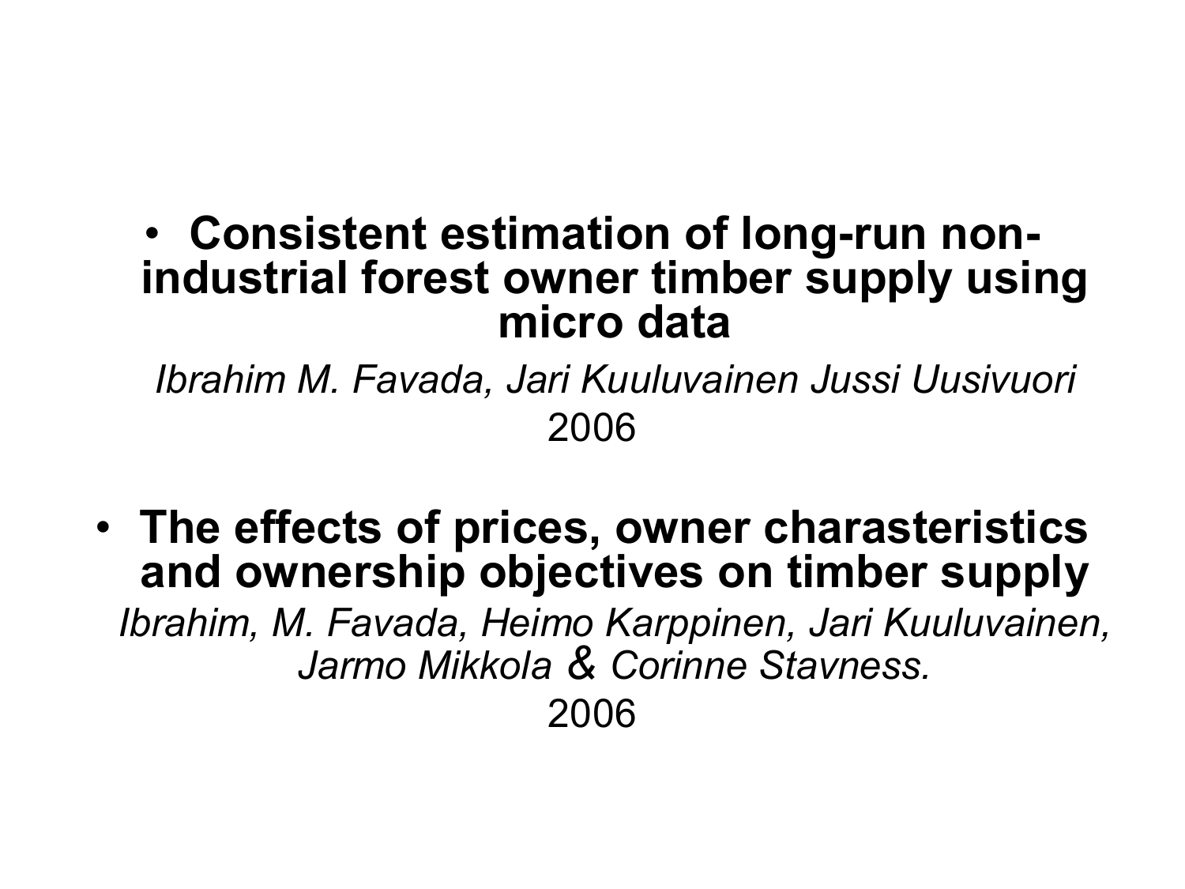- **Consistent estimation of long-run non-industrial forest owner timber supply using micro data**

  *Ibrahim M. Favada, Jari Kuuluvainen Jussi Uusivuori*

  2006

- **The effects of prices, owner charasteristics and ownership objectives on timber supply**

  *Ibrahim, M. Favada, Heimo Karppinen, Jari Kuuluvainen, Jarmo Mikkola & Corinne Stavness.*

  2006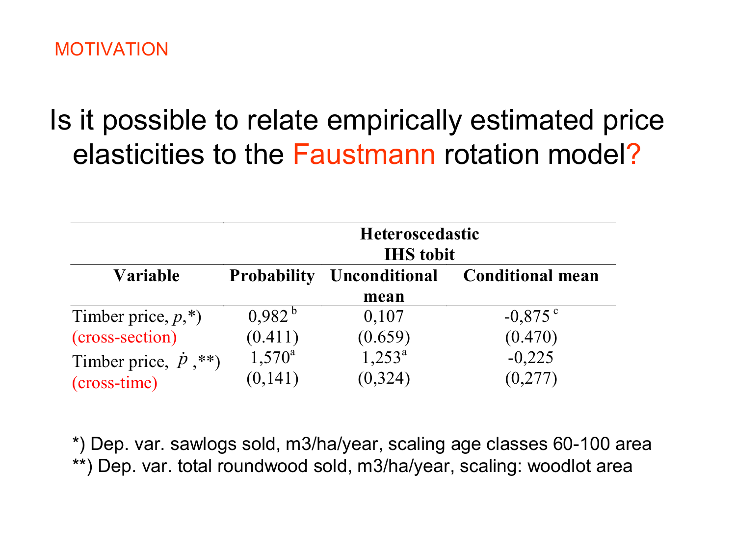MOTIVATION

# Is it possible to relate empirically estimated price elasticities to the Faustmann rotation model?

| | Heteroscedastic IHS tobit | | |
|---|---|---|---|
| **Variable** | **Probability** | **Unconditional mean** | **Conditional mean** |
| Timber price, $p$,*) (cross-section) | 0,982 [b] (0.411) | 0,107 (0.659) | -0,875 [c] (0.470) |
| Timber price, $\dot{p}$ ,**) (cross-time) | 1,570 [a] (0,141) | 1,253 [a] (0,324) | -0,225 (0,277) |

*) Dep. var. sawlogs sold, m3/ha/year, scaling age classes 60-100 area
**) Dep. var. total roundwood sold, m3/ha/year, scaling: woodlot area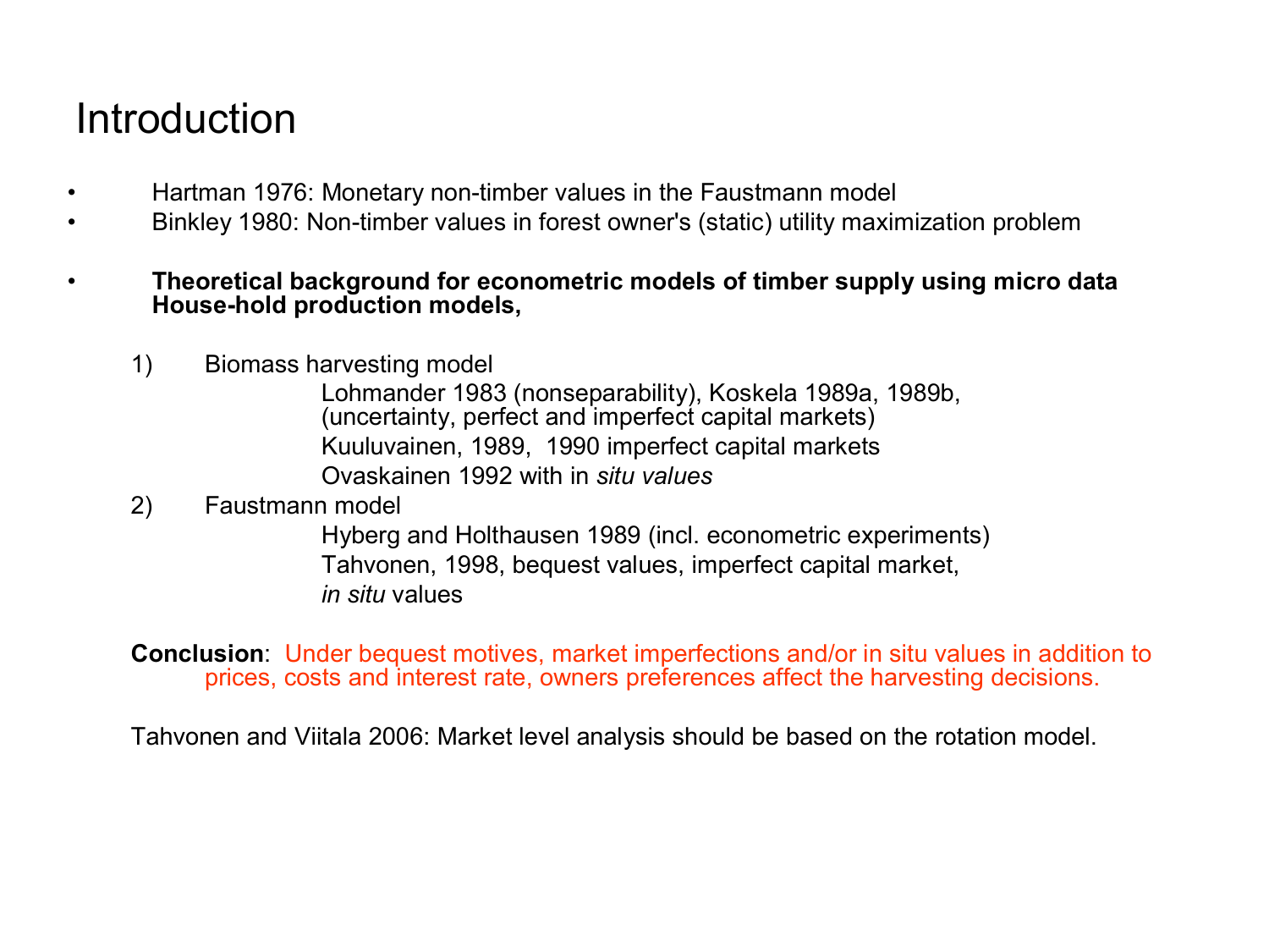# Introduction

- Hartman 1976: Monetary non-timber values in the Faustmann model
- Binkley 1980: Non-timber values in forest owner's (static) utility maximization problem

- **Theoretical background for econometric models of timber supply using micro data House-hold production models,**

1) Biomass harvesting model

   Lohmander 1983 (nonseparability), Koskela 1989a, 1989b, (uncertainty, perfect and imperfect capital markets)

   Kuuluvainen, 1989, 1990 imperfect capital markets

   Ovaskainen 1992 with in *situ values*

2) Faustmann model

   Hyberg and Holthausen 1989 (incl. econometric experiments)

   Tahvonen, 1998, bequest values, imperfect capital market, *in situ* values

**Conclusion**: Under bequest motives, market imperfections and/or in situ values in addition to prices, costs and interest rate, owners preferences affect the harvesting decisions.

Tahvonen and Viitala 2006: Market level analysis should be based on the rotation model.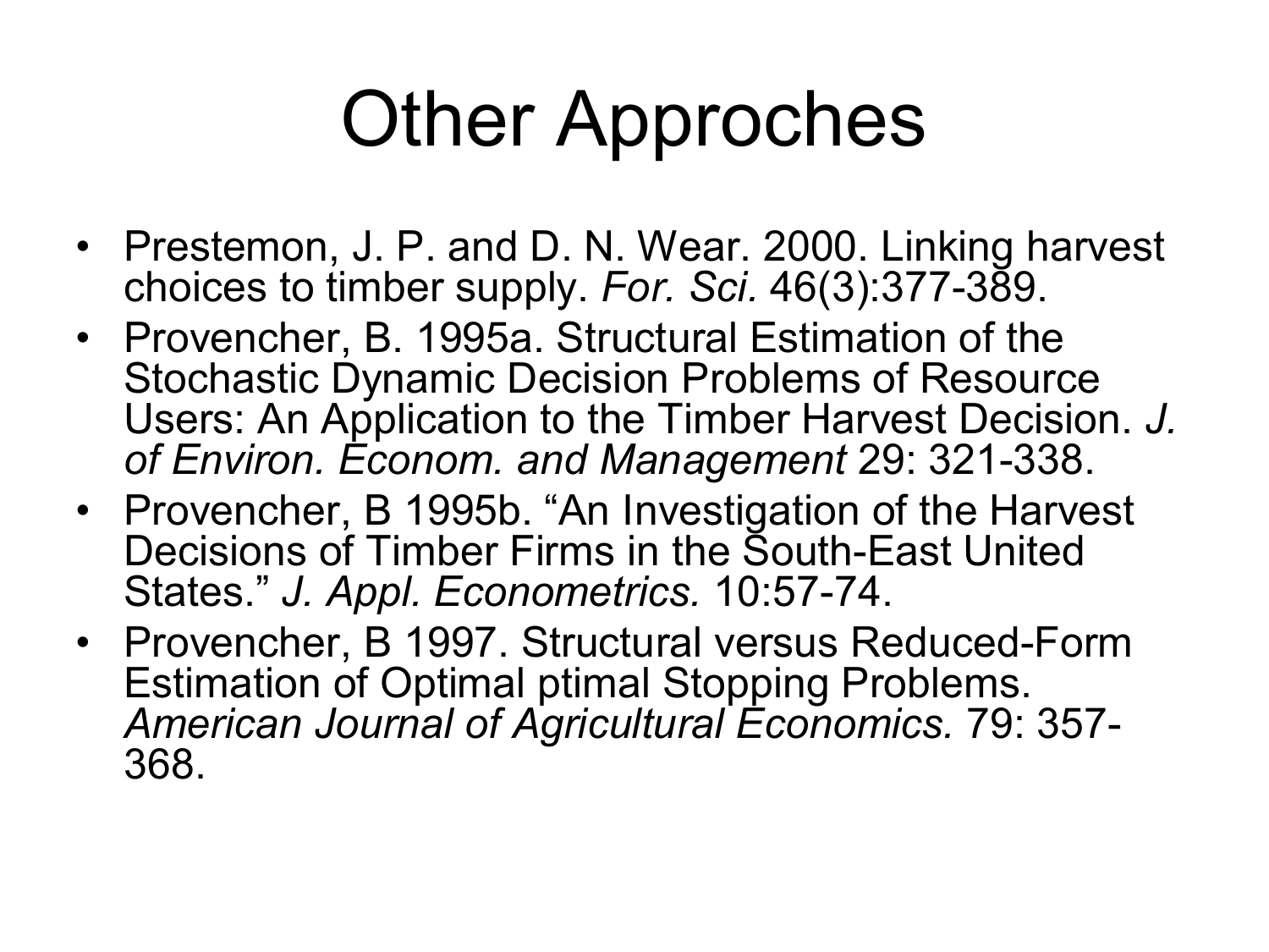# Other Approches

- Prestemon, J. P. and D. N. Wear. 2000. Linking harvest choices to timber supply. *For. Sci.* 46(3):377-389.
- Provencher, B. 1995a. Structural Estimation of the Stochastic Dynamic Decision Problems of Resource Users: An Application to the Timber Harvest Decision. *J. of Environ. Econom. and Management* 29: 321-338.
- Provencher, B 1995b. "An Investigation of the Harvest Decisions of Timber Firms in the South-East United States." *J. Appl. Econometrics.* 10:57-74.
- Provencher, B 1997. Structural versus Reduced-Form Estimation of Optimal ptimal Stopping Problems. *American Journal of Agricultural Economics.* 79: 357-368.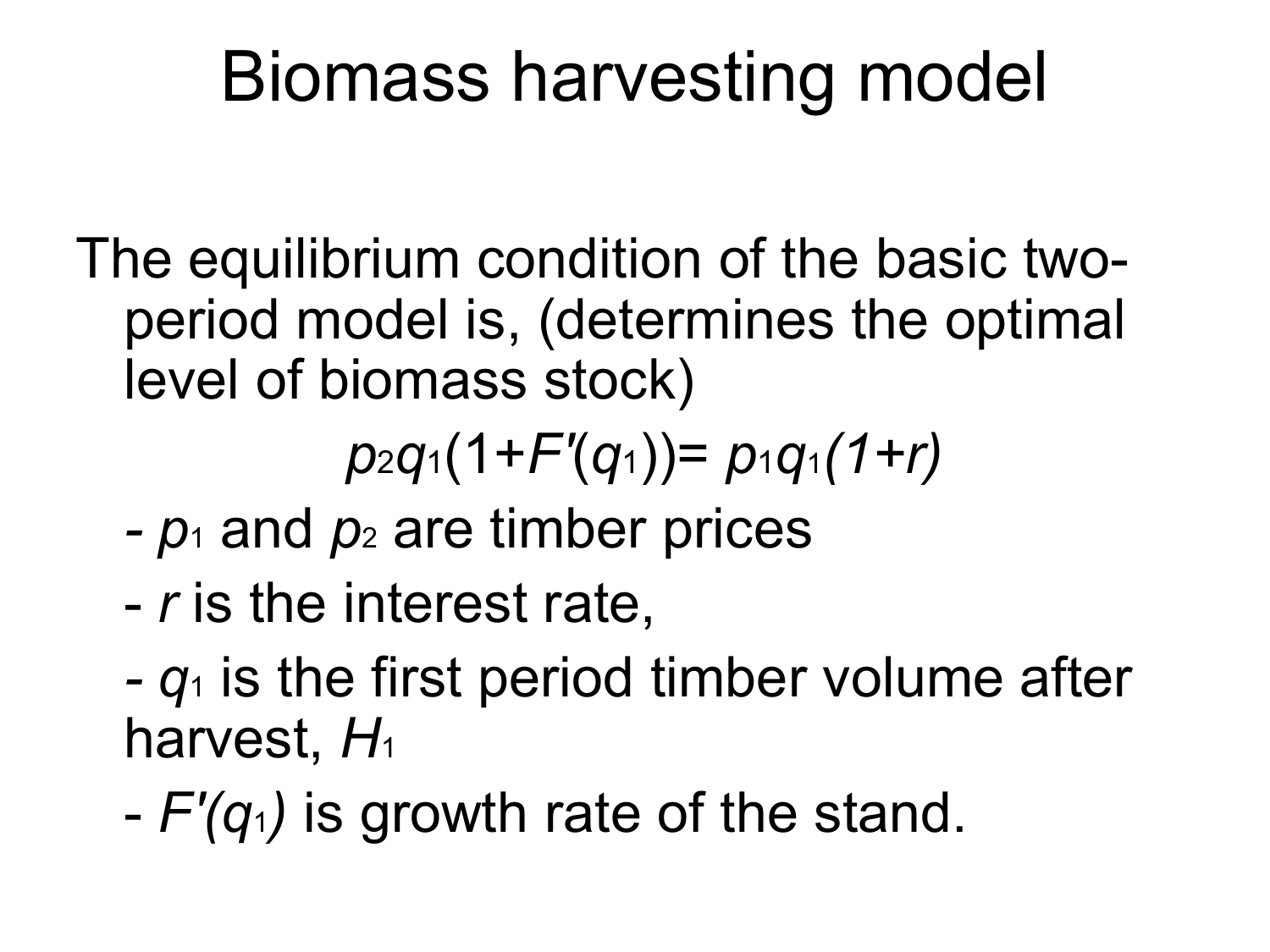# Biomass harvesting model

The equilibrium condition of the basic two-period model is, (determines the optimal level of biomass stock)

$$p_2 q_1 (1+F'(q_1)) = p_1 q_1 (1+r)$$

- $p_1$ and $p_2$ are timber prices
- $r$ is the interest rate,
- $q_1$ is the first period timber volume after harvest, $H_1$
- $F'(q_1)$ is growth rate of the stand.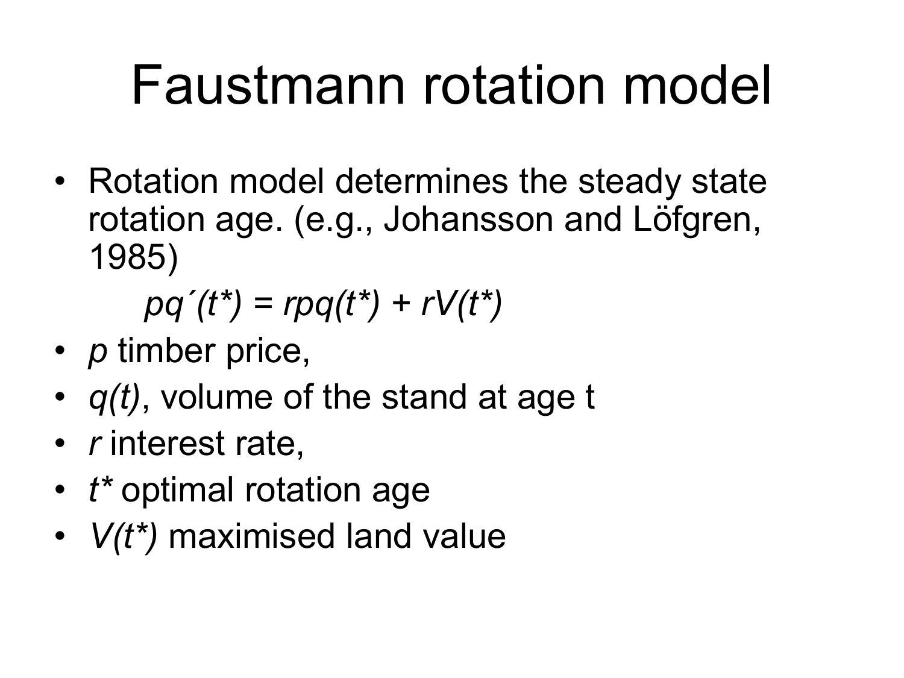# Faustmann rotation model

- Rotation model determines the steady state rotation age. (e.g., Johansson and Löfgren, 1985)

$$pq'(t^*) = rpq(t^*) + rV(t^*)$$

- $p$ timber price,
- $q(t)$, volume of the stand at age t
- $r$ interest rate,
- $t^*$ optimal rotation age
- $V(t^*)$ maximised land value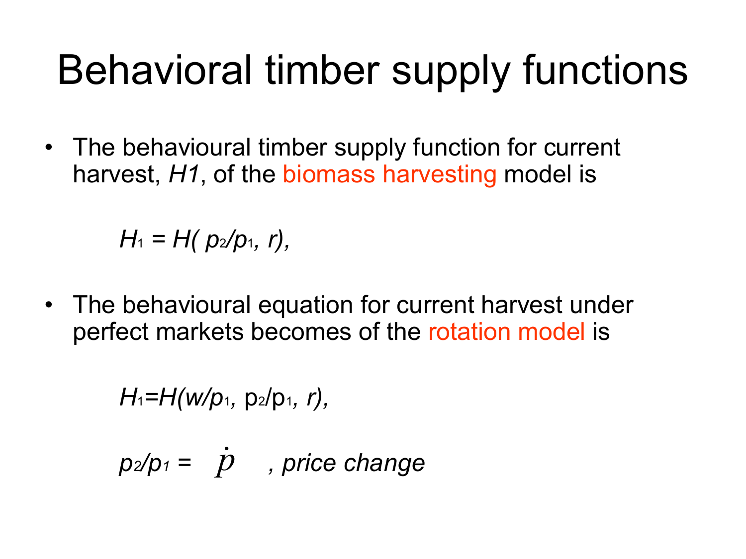# Behavioral timber supply functions

- The behavioural timber supply function for current harvest, *H1*, of the biomass harvesting model is

$$H_1 = H(p_2/p_1, r),$$

- The behavioural equation for current harvest under perfect markets becomes of the rotation model is

$$H_1 = H(w/p_1, p_2/p_1, r),$$

$$p_2/p_1 = \dot{p} \quad \text{, price change}$$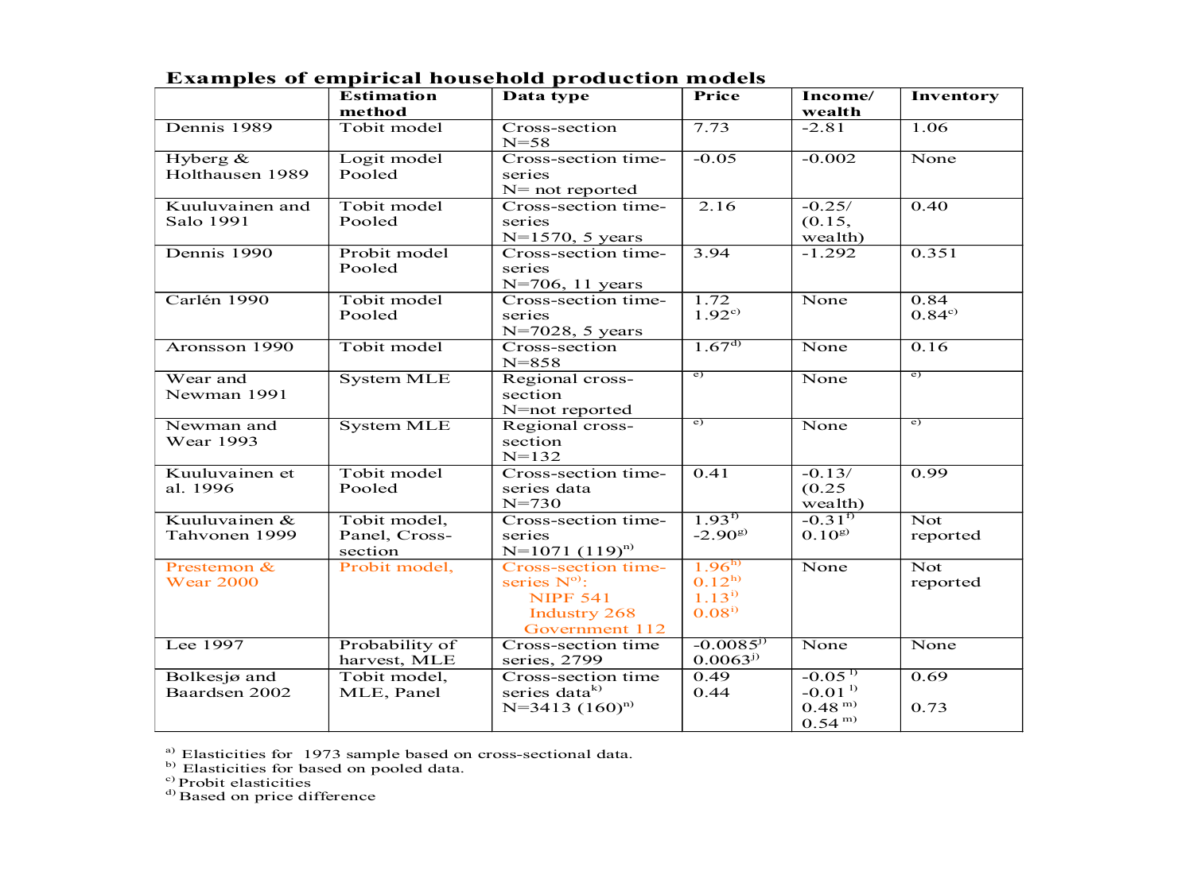**Examples of empirical household production models**

| | Estimation method | Data type | Price | Income/ wealth | Inventory |
|---|---|---|---|---|---|
| Dennis 1989 | Tobit model | Cross-section N=58 | 7.73 | -2.81 | 1.06 |
| Hyberg & Holthausen 1989 | Logit model Pooled | Cross-section time-series N= not reported | -0.05 | -0.002 | None |
| Kuuluvainen and Salo 1991 | Tobit model Pooled | Cross-section time-series N=1570, 5 years | 2.16 | -0.25/ (0.15, wealth) | 0.40 |
| Dennis 1990 | Probit model Pooled | Cross-section time-series N=706, 11 years | 3.94 | -1.292 | 0.351 |
| Carlén 1990 | Tobit model Pooled | Cross-section time-series N=7028, 5 years | 1.72<br>1.92[c)] | None | 0.84<br>0.84[c)] |
| Aronsson 1990 | Tobit model | Cross-section N=858 | 1.67[d)] | None | 0.16 |
| Wear and Newman 1991 | System MLE | Regional cross-section N=not reported | [e)] | None | [e)] |
| Newman and Wear 1993 | System MLE | Regional cross-section N=132 | [e)] | None | [e)] |
| Kuuluvainen et al. 1996 | Tobit model Pooled | Cross-section time-series data N=730 | 0.41 | -0.13/ (0.25 wealth) | 0.99 |
| Kuuluvainen & Tahvonen 1999 | Tobit model, Panel, Cross-section | Cross-section time-series N=1071 (119)[n)] | 1.93[f)]<br>-2.90[g)] | -0.31[f)]<br>0.10[g)] | Not reported |
| Prestemon & Wear 2000 | Probit model, | Cross-section time-series N[o)]: NIPF 541, Industry 268, Government 112 | 1.96[h)]<br>0.12[h)]<br>1.13[i)]<br>0.08[i)] | None | Not reported |
| Lee 1997 | Probability of harvest, MLE | Cross-section time series, 2799 | -0.0085[j)]<br>0.0063[j)] | None | None |
| Bolkesjø and Baardsen 2002 | Tobit model, MLE, Panel | Cross-section time series data[k)] N=3413 (160)[n)] | 0.49<br>0.44 | -0.05 [l)]<br>-0.01 [l)]<br>0.48 [m)]<br>0.54 [m)] | 0.69<br><br>0.73 |

[a)] Elasticities for 1973 sample based on cross-sectional data.
[b)] Elasticities for based on pooled data.
[c)] Probit elasticities
[d)] Based on price difference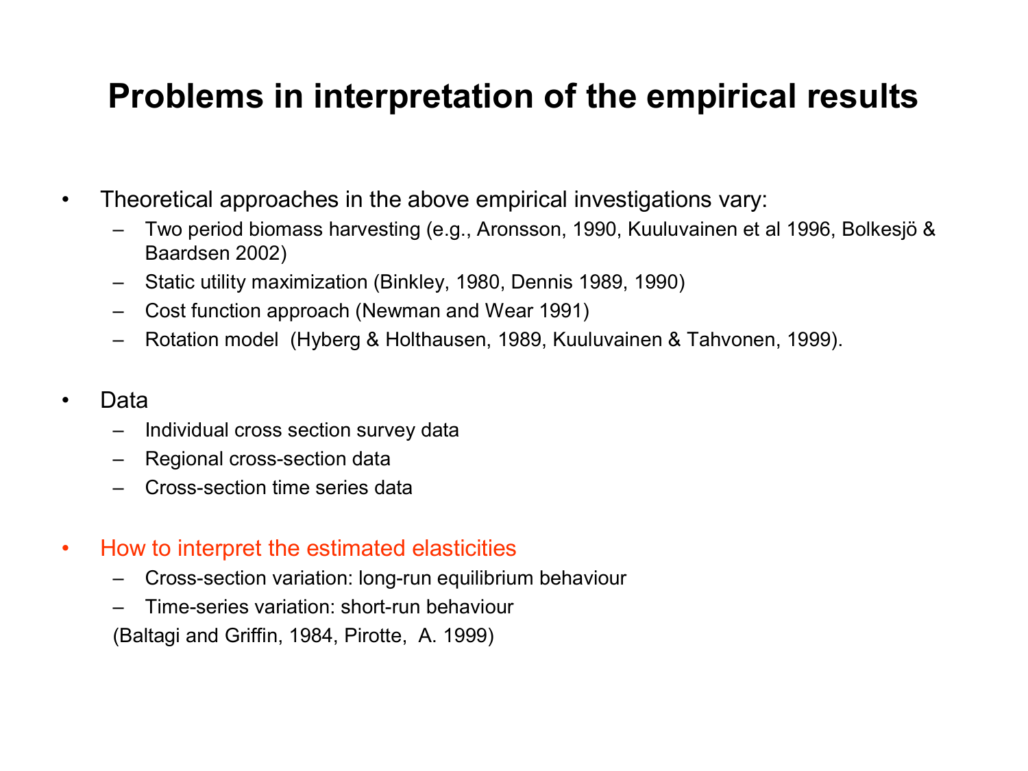# Problems in interpretation of the empirical results

- Theoretical approaches in the above empirical investigations vary:
  - Two period biomass harvesting (e.g., Aronsson, 1990, Kuuluvainen et al 1996, Bolkesjö & Baardsen 2002)
  - Static utility maximization (Binkley, 1980, Dennis 1989, 1990)
  - Cost function approach (Newman and Wear 1991)
  - Rotation model (Hyberg & Holthausen, 1989, Kuuluvainen & Tahvonen, 1999).

- Data
  - Individual cross section survey data
  - Regional cross-section data
  - Cross-section time series data

- How to interpret the estimated elasticities
  - Cross-section variation: long-run equilibrium behaviour
  - Time-series variation: short-run behaviour

  (Baltagi and Griffin, 1984, Pirotte, A. 1999)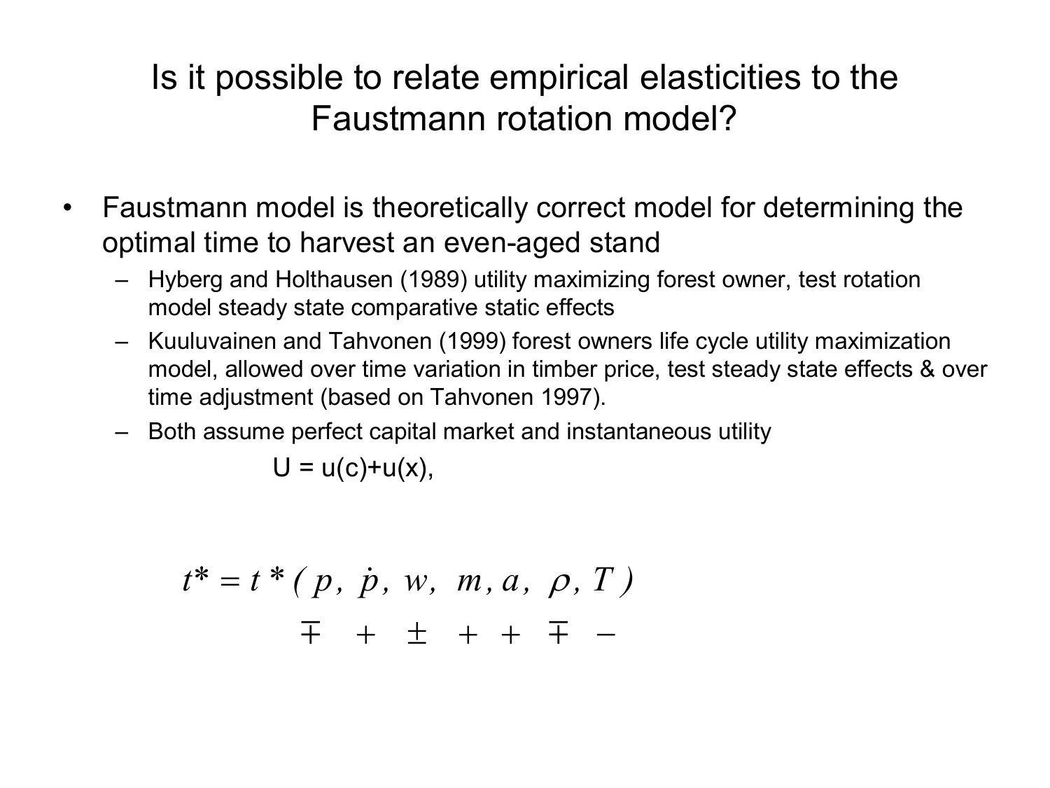# Is it possible to relate empirical elasticities to the Faustmann rotation model?

- Faustmann model is theoretically correct model for determining the optimal time to harvest an even-aged stand
  - Hyberg and Holthausen (1989) utility maximizing forest owner, test rotation model steady state comparative static effects
  - Kuuluvainen and Tahvonen (1999) forest owners life cycle utility maximization model, allowed over time variation in timber price, test steady state effects & over time adjustment (based on Tahvonen 1997).
  - Both assume perfect capital market and instantaneous utility

    U = u(c)+u(x),

$$t^* = t^*(\underset{\mp}{p},\ \underset{+}{\dot{p}},\ \underset{\pm}{w},\ \underset{+}{m},\ \underset{+}{a},\ \underset{\mp}{\rho},\ \underset{-}{T})$$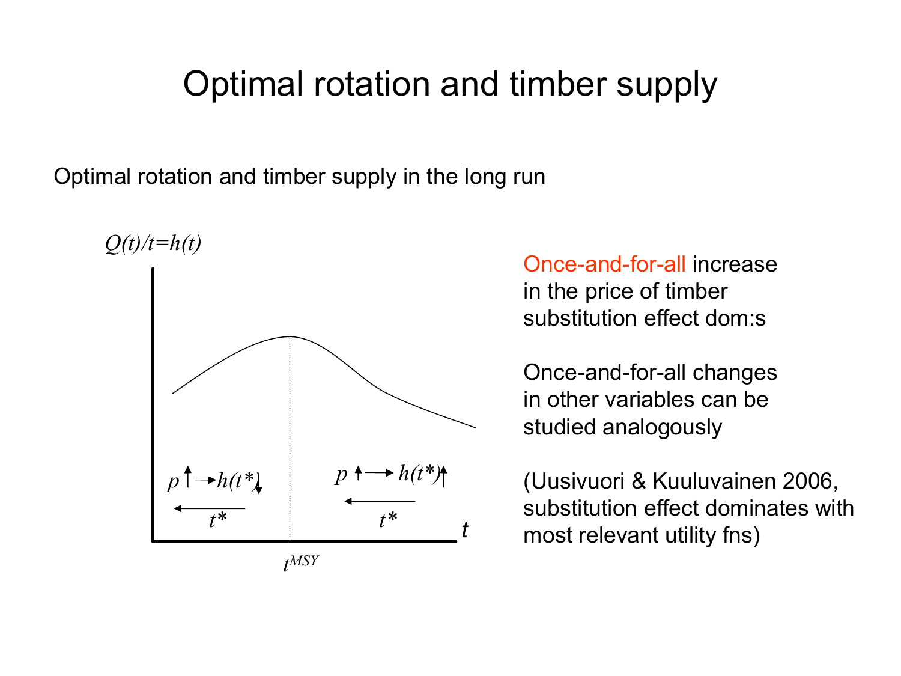# Optimal rotation and timber supply

Optimal rotation and timber supply in the long run

$Q(t)/t = h(t)$

$p \uparrow \rightarrow h(t^*) \downarrow$

$\leftarrow t^*$

$p \uparrow \rightarrow h(t^*) \uparrow$

$\leftarrow t^*$

$t$

$t^{MSY}$

Once-and-for-all increase in the price of timber substitution effect dom:s

Once-and-for-all changes in other variables can be studied analogously

(Uusivuori & Kuuluvainen 2006, substitution effect dominates with most relevant utility fns)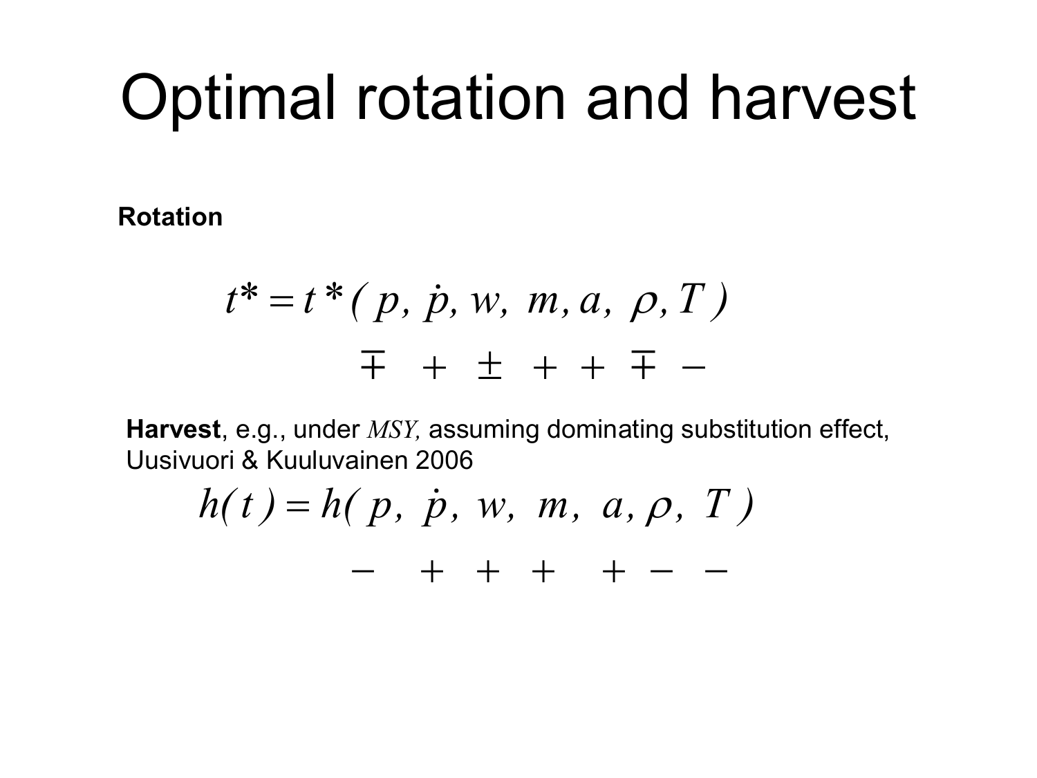# Optimal rotation and harvest

**Rotation**

$$t^* = t^*(\, p,\ \dot{p},\ w,\ m,\ a,\ \rho,\ T\,)$$

$$\mp \quad + \quad \pm \quad + \quad + \quad \mp \quad -$$

**Harvest**, e.g., under *MSY,* assuming dominating substitution effect, Uusivuori & Kuuluvainen 2006

$$h(t) = h(\, p,\ \dot{p},\ w,\ m,\ a,\ \rho,\ T\,)$$

$$- \quad + \quad + \quad + \quad + \quad - \quad -$$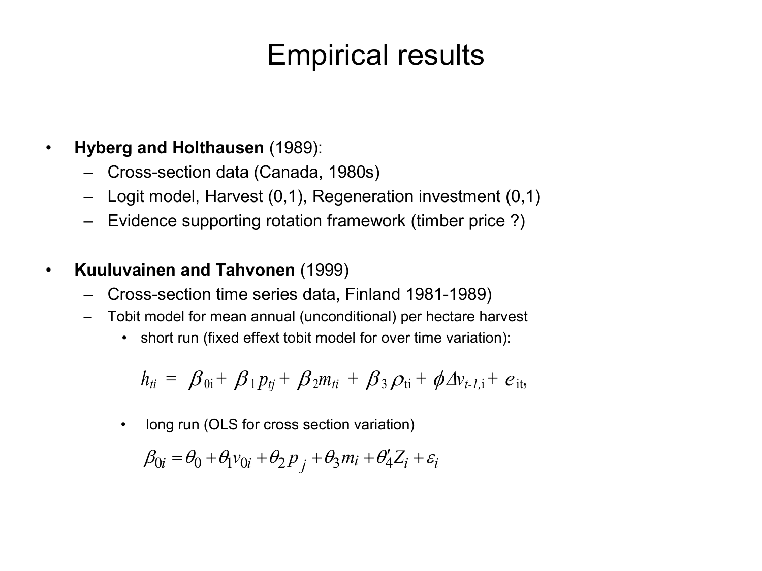# Empirical results

- **Hyberg and Holthausen** (1989):
  - Cross-section data (Canada, 1980s)
  - Logit model, Harvest (0,1), Regeneration investment (0,1)
  - Evidence supporting rotation framework (timber price ?)

- **Kuuluvainen and Tahvonen** (1999)
  - Cross-section time series data, Finland 1981-1989)
  - Tobit model for mean annual (unconditional) per hectare harvest
    - short run (fixed effext tobit model for over time variation):

$$h_{ti} = \beta_{0i} + \beta_1 p_{tj} + \beta_2 m_{ti} + \beta_3 \rho_{ti} + \phi \Delta v_{t-1,i} + e_{it},$$

    - long run (OLS for cross section variation)

$$\beta_{0i} = \theta_0 + \theta_1 v_{0i} + \theta_2 \overline{p}_j + \theta_3 \overline{m}_i + \theta_4' Z_i + \varepsilon_i$$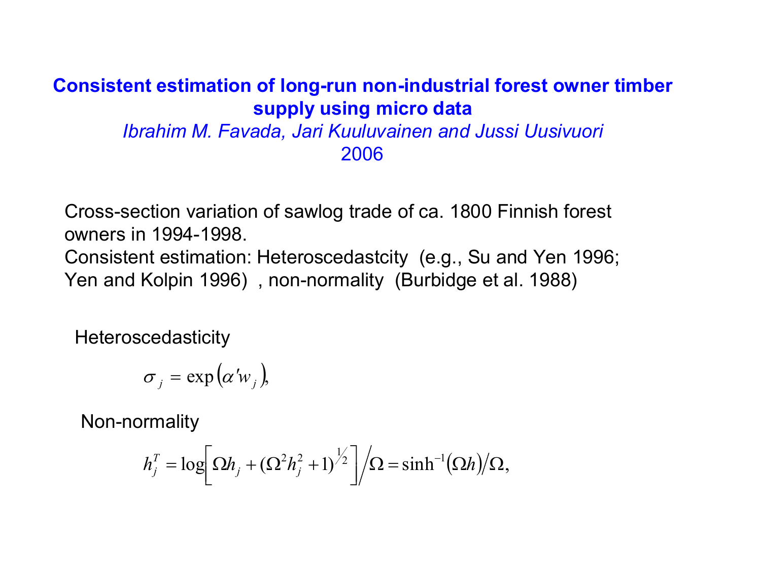## Consistent estimation of long-run non-industrial forest owner timber supply using micro data

*Ibrahim M. Favada, Jari Kuuluvainen and Jussi Uusivuori*

2006

Cross-section variation of sawlog trade of ca. 1800 Finnish forest owners in 1994-1998.

Consistent estimation: Heteroscedastcity (e.g., Su and Yen 1996; Yen and Kolpin 1996) , non-normality (Burbidge et al. 1988)

Heteroscedasticity

$$\sigma_j = \exp(\alpha' w_j),$$

Non-normality

$$h_j^T = \log\left[\Omega h_j + (\Omega^2 h_j^2 + 1)^{1/2}\right] / \Omega = \sinh^{-1}(\Omega h) / \Omega,$$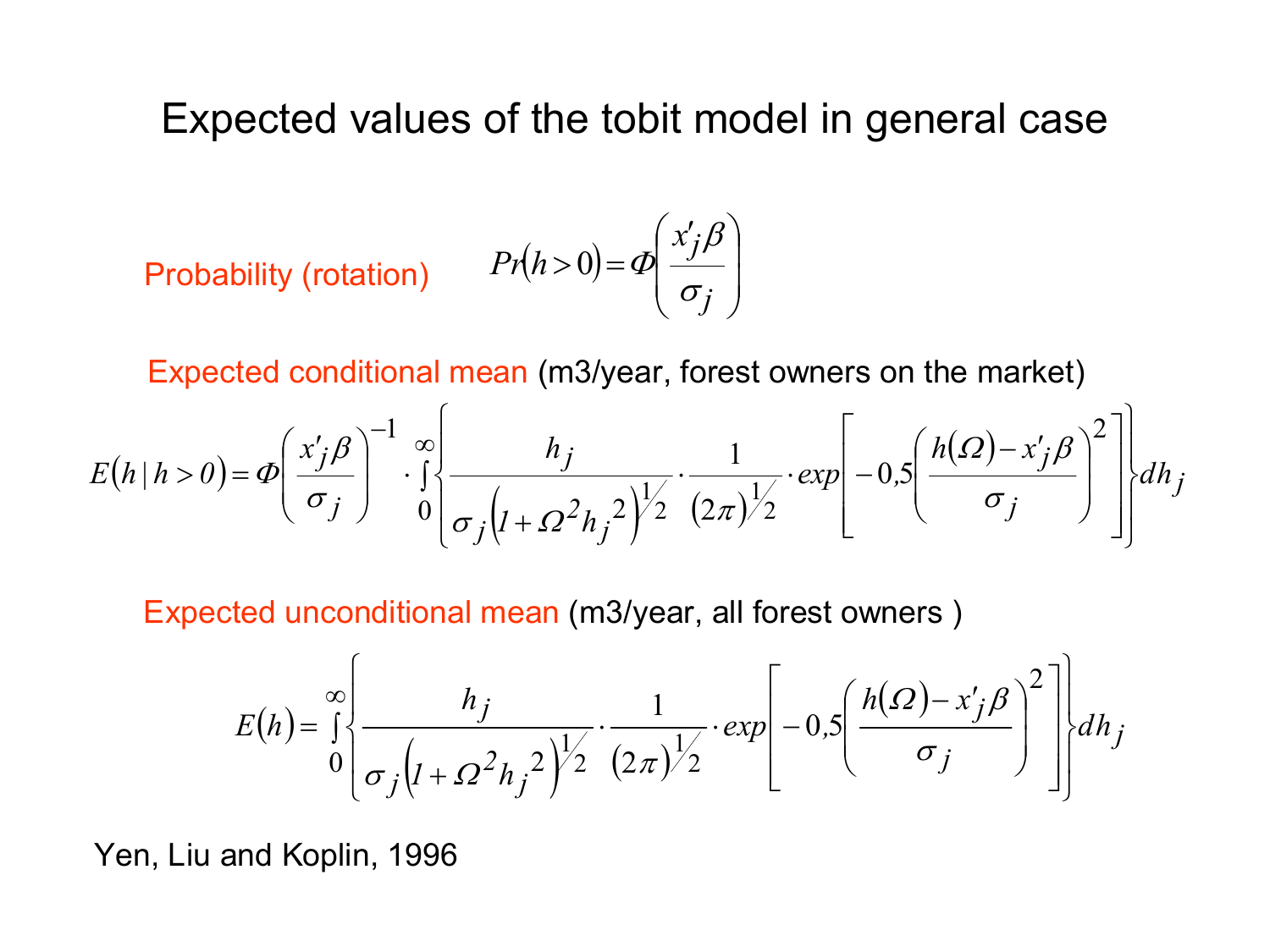# Expected values of the tobit model in general case

Probability (rotation)

$$Pr(h > 0) = \Phi\left(\frac{x'_j\beta}{\sigma_j}\right)$$

Expected conditional mean (m3/year, forest owners on the market)

$$E(h \mid h > 0) = \Phi\left(\frac{x'_j\beta}{\sigma_j}\right)^{-1} \cdot \int_0^{\infty} \left\{ \frac{h_j}{\sigma_j \left(1 + \Omega^2 h_j{}^2\right)^{1/2}} \cdot \frac{1}{(2\pi)^{1/2}} \cdot exp\left[ -0,5\left( \frac{h(\Omega) - x'_j\beta}{\sigma_j} \right)^2 \right] \right\} dh_j$$

Expected unconditional mean (m3/year, all forest owners )

$$E(h) = \int_0^{\infty} \left\{ \frac{h_j}{\sigma_j \left(1 + \Omega^2 h_j{}^2\right)^{1/2}} \cdot \frac{1}{(2\pi)^{1/2}} \cdot exp\left[ -0,5\left( \frac{h(\Omega) - x'_j\beta}{\sigma_j} \right)^2 \right] \right\} dh_j$$

Yen, Liu and Koplin, 1996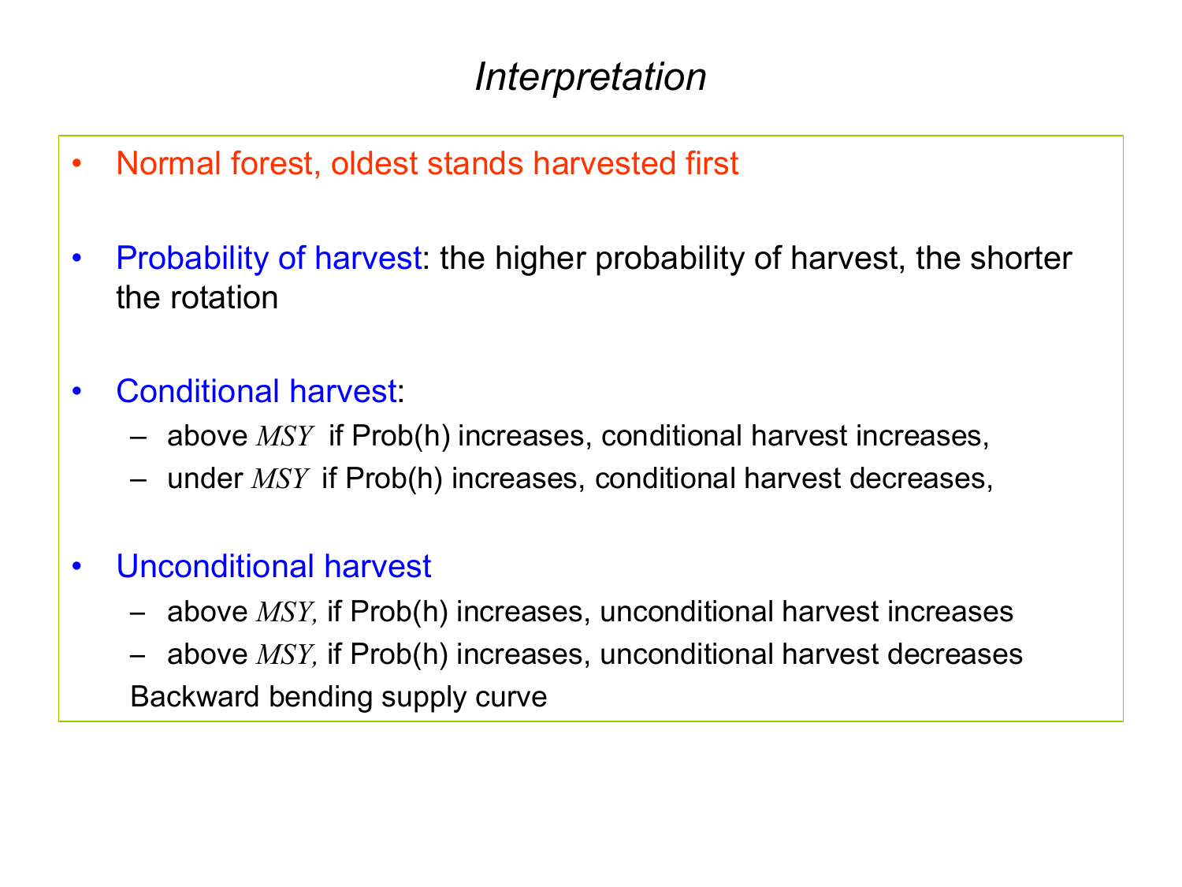# *Interpretation*

- Normal forest, oldest stands harvested first

- Probability of harvest: the higher probability of harvest, the shorter the rotation

- Conditional harvest:
  - above $MSY$ if Prob(h) increases, conditional harvest increases,
  - under $MSY$ if Prob(h) increases, conditional harvest decreases,

- Unconditional harvest
  - above $MSY$, if Prob(h) increases, unconditional harvest increases
  - above $MSY$, if Prob(h) increases, unconditional harvest decreases

  Backward bending supply curve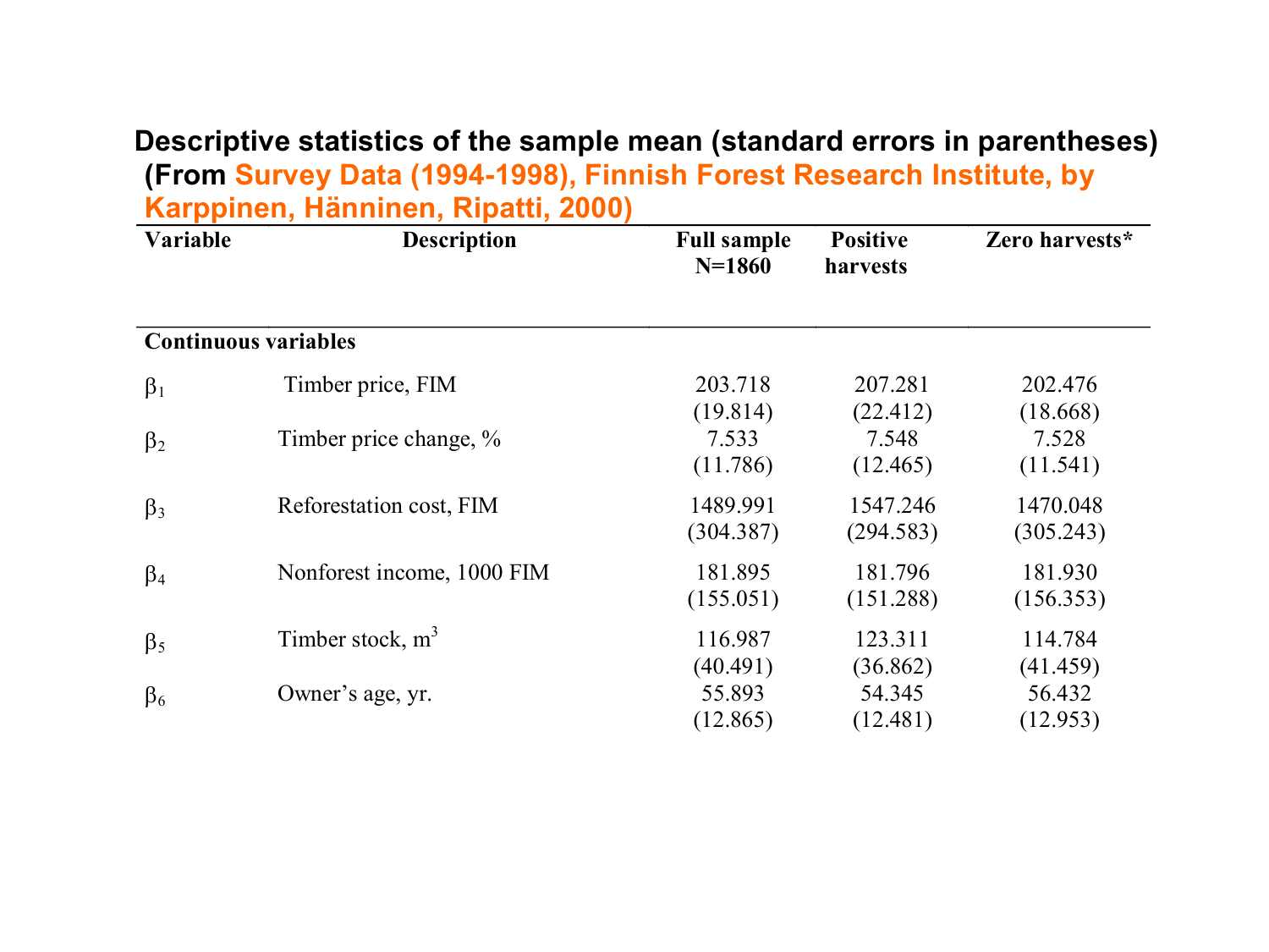## Descriptive statistics of the sample mean (standard errors in parentheses) (From Survey Data (1994-1998), Finnish Forest Research Institute, by Karppinen, Hänninen, Ripatti, 2000)

| Variable | Description | Full sample N=1860 | Positive harvests | Zero harvests* |
|---|---|---|---|---|
| **Continuous variables** | | | | |
| $\beta_1$ | Timber price, FIM | 203.718 (19.814) | 207.281 (22.412) | 202.476 (18.668) |
| $\beta_2$ | Timber price change, % | 7.533 (11.786) | 7.548 (12.465) | 7.528 (11.541) |
| $\beta_3$ | Reforestation cost, FIM | 1489.991 (304.387) | 1547.246 (294.583) | 1470.048 (305.243) |
| $\beta_4$ | Nonforest income, 1000 FIM | 181.895 (155.051) | 181.796 (151.288) | 181.930 (156.353) |
| $\beta_5$ | Timber stock, $m^3$ | 116.987 (40.491) | 123.311 (36.862) | 114.784 (41.459) |
| $\beta_6$ | Owner's age, yr. | 55.893 (12.865) | 54.345 (12.481) | 56.432 (12.953) |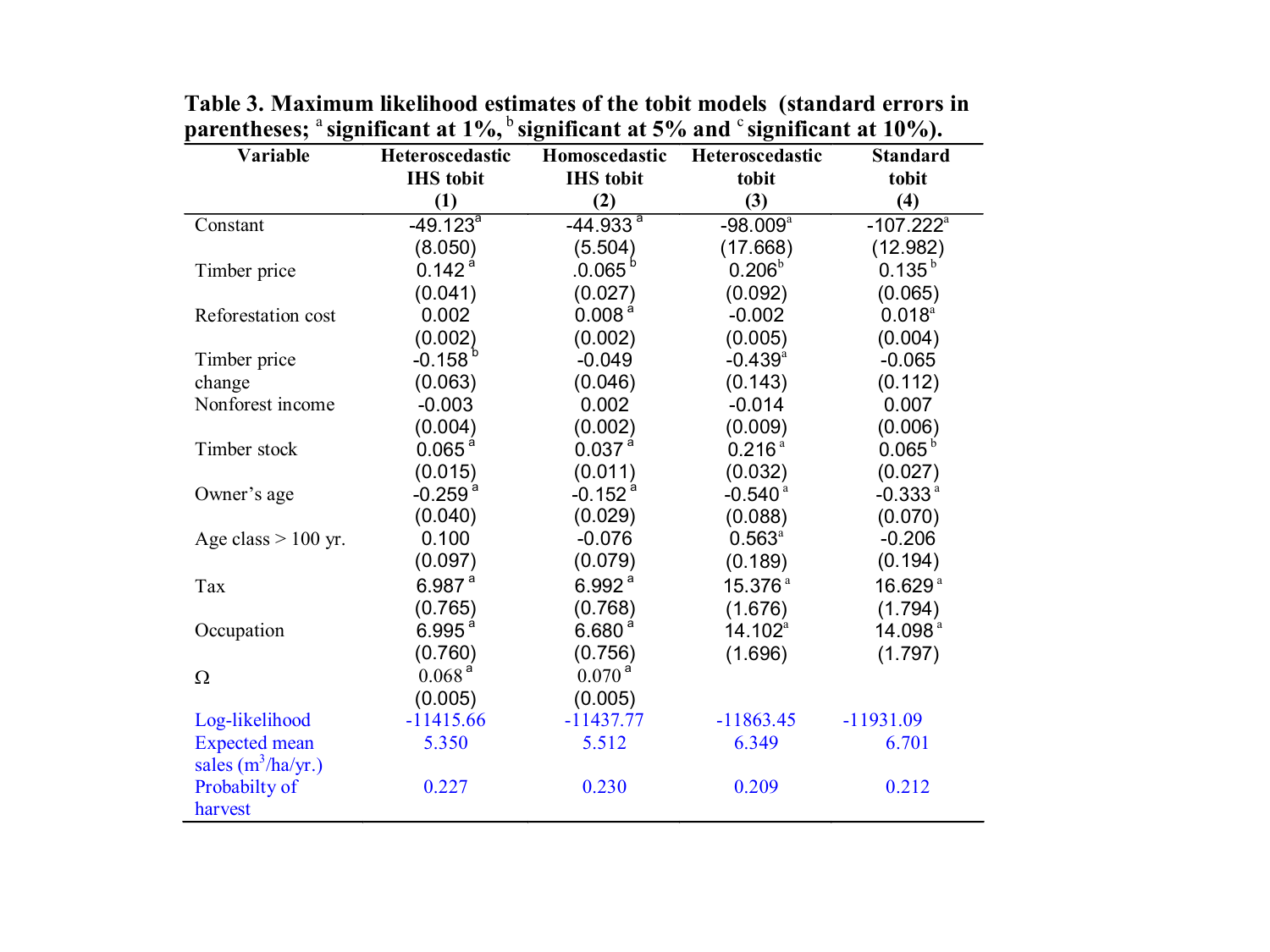**Table 3. Maximum likelihood estimates of the tobit models (standard errors in parentheses; [a] significant at 1%, [b] significant at 5% and [c] significant at 10%).**

| Variable | Heteroscedastic IHS tobit (1) | Homoscedastic IHS tobit (2) | Heteroscedastic tobit (3) | Standard tobit (4) |
|---|---|---|---|---|
| Constant | -49.123[a] | -44.933[a] | -98.009[a] | -107.222[a] |
| | (8.050) | (5.504) | (17.668) | (12.982) |
| Timber price | 0.142[a] | .0.065[b] | 0.206[b] | 0.135[b] |
| | (0.041) | (0.027) | (0.092) | (0.065) |
| Reforestation cost | 0.002 | 0.008[a] | -0.002 | 0.018[a] |
| | (0.002) | (0.002) | (0.005) | (0.004) |
| Timber price change | -0.158[b] | -0.049 | -0.439[a] | -0.065 |
| | (0.063) | (0.046) | (0.143) | (0.112) |
| Nonforest income | -0.003 | 0.002 | -0.014 | 0.007 |
| | (0.004) | (0.002) | (0.009) | (0.006) |
| Timber stock | 0.065[a] | 0.037[a] | 0.216[a] | 0.065[b] |
| | (0.015) | (0.011) | (0.032) | (0.027) |
| Owner's age | -0.259[a] | -0.152[a] | -0.540[a] | -0.333[a] |
| | (0.040) | (0.029) | (0.088) | (0.070) |
| Age class > 100 yr. | 0.100 | -0.076 | 0.563[a] | -0.206 |
| | (0.097) | (0.079) | (0.189) | (0.194) |
| Tax | 6.987[a] | 6.992[a] | 15.376[a] | 16.629[a] |
| | (0.765) | (0.768) | (1.676) | (1.794) |
| Occupation | 6.995[a] | 6.680[a] | 14.102[a] | 14.098[a] |
| | (0.760) | (0.756) | (1.696) | (1.797) |
| Ω | 0.068[a] | 0.070[a] | | |
| | (0.005) | (0.005) | | |
| Log-likelihood | -11415.66 | -11437.77 | -11863.45 | -11931.09 |
| Expected mean sales ($m^3$/ha/yr.) | 5.350 | 5.512 | 6.349 | 6.701 |
| Probabilty of harvest | 0.227 | 0.230 | 0.209 | 0.212 |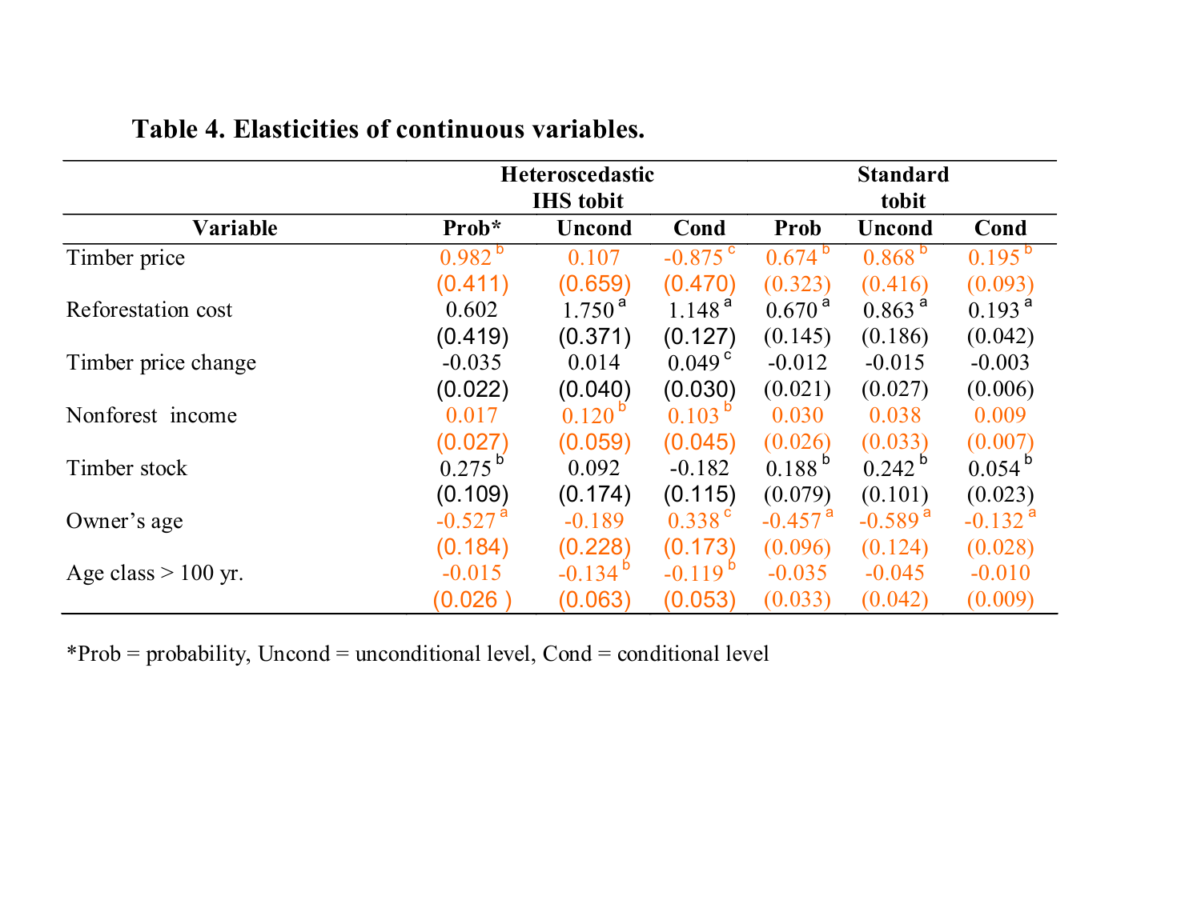**Table 4. Elasticities of continuous variables.**

| | Heteroscedastic IHS tobit | | | Standard tobit | | |
|---|---|---|---|---|---|---|
| Variable | Prob* | Uncond | Cond | Prob | Uncond | Cond |
| Timber price | 0.982 [b] | 0.107 | -0.875 [c] | 0.674 [b] | 0.868 [b] | 0.195 [b] |
| | (0.411) | (0.659) | (0.470) | (0.323) | (0.416) | (0.093) |
| Reforestation cost | 0.602 | 1.750 [a] | 1.148 [a] | 0.670 [a] | 0.863 [a] | 0.193 [a] |
| | (0.419) | (0.371) | (0.127) | (0.145) | (0.186) | (0.042) |
| Timber price change | -0.035 | 0.014 | 0.049 [c] | -0.012 | -0.015 | -0.003 |
| | (0.022) | (0.040) | (0.030) | (0.021) | (0.027) | (0.006) |
| Nonforest income | 0.017 | 0.120 [b] | 0.103 [b] | 0.030 | 0.038 | 0.009 |
| | (0.027) | (0.059) | (0.045) | (0.026) | (0.033) | (0.007) |
| Timber stock | 0.275 [b] | 0.092 | -0.182 | 0.188 [b] | 0.242 [b] | 0.054 [b] |
| | (0.109) | (0.174) | (0.115) | (0.079) | (0.101) | (0.023) |
| Owner's age | -0.527 [a] | -0.189 | 0.338 [c] | -0.457 [a] | -0.589 [a] | -0.132 [a] |
| | (0.184) | (0.228) | (0.173) | (0.096) | (0.124) | (0.028) |
| Age class > 100 yr. | -0.015 | -0.134 [b] | -0.119 [b] | -0.035 | -0.045 | -0.010 |
| | (0.026 ) | (0.063) | (0.053) | (0.033) | (0.042) | (0.009) |

*Prob = probability, Uncond = unconditional level, Cond = conditional level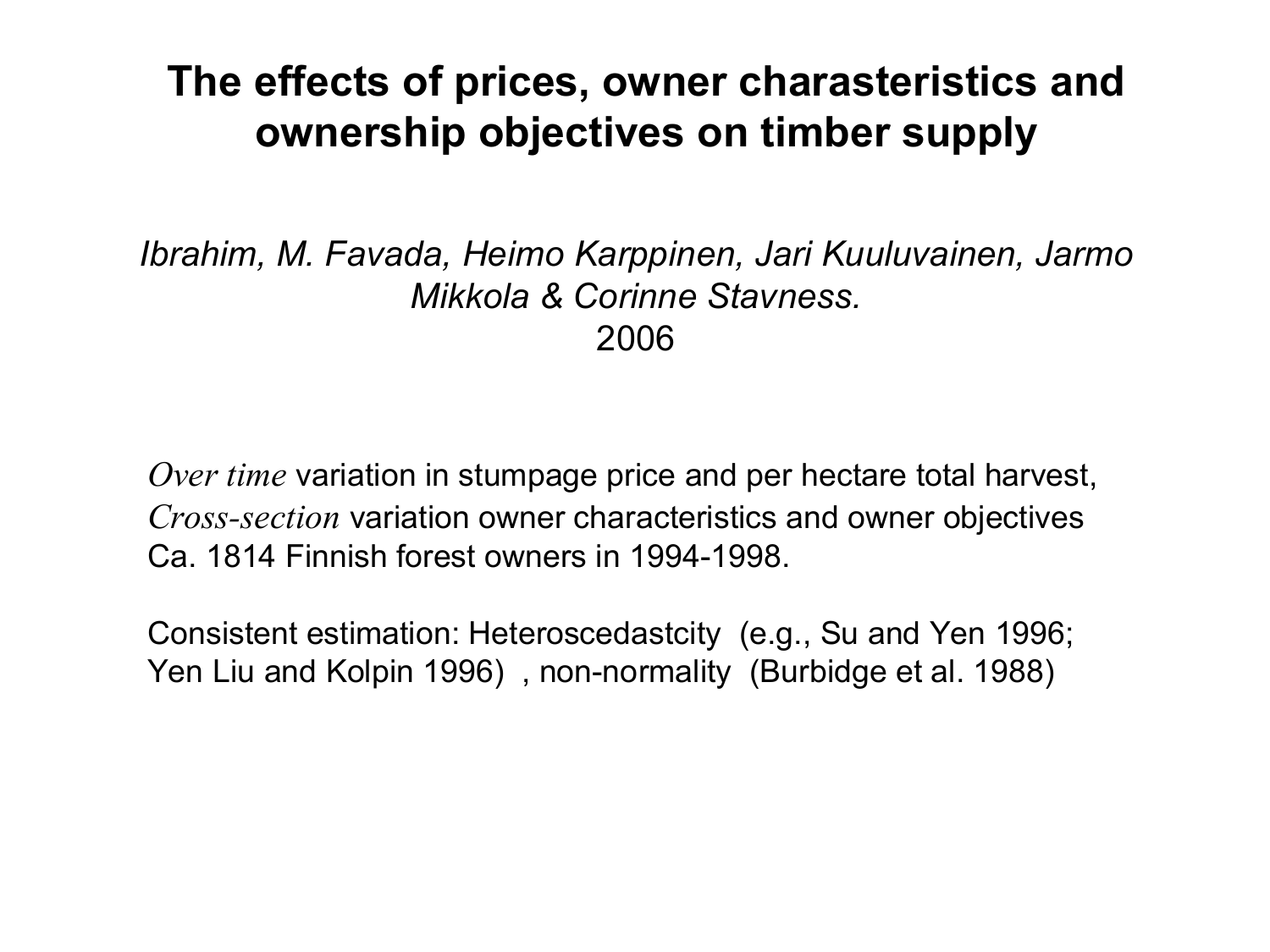# The effects of prices, owner charasteristics and ownership objectives on timber supply

*Ibrahim, M. Favada, Heimo Karppinen, Jari Kuuluvainen, Jarmo Mikkola & Corinne Stavness.*

2006

*Over time* variation in stumpage price and per hectare total harvest,
*Cross-section* variation owner characteristics and owner objectives
Ca. 1814 Finnish forest owners in 1994-1998.

Consistent estimation: Heteroscedastcity (e.g., Su and Yen 1996; Yen Liu and Kolpin 1996) , non-normality (Burbidge et al. 1988)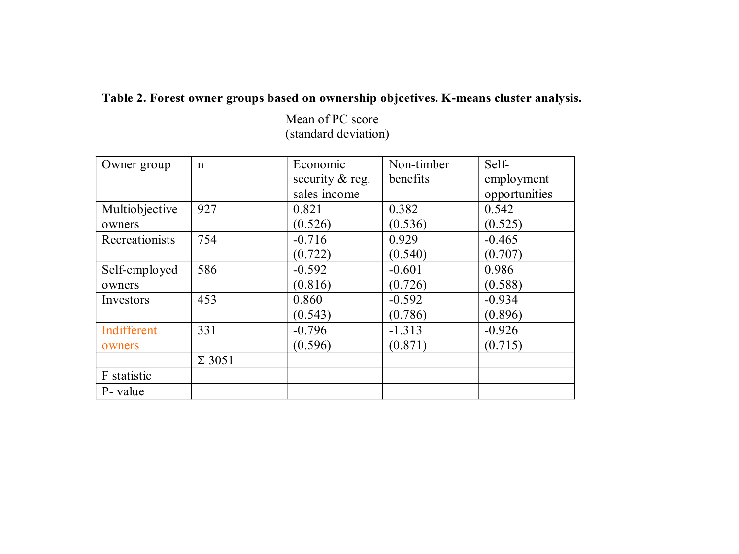**Table 2. Forest owner groups based on ownership objcetives. K-means cluster analysis.**

| Owner group | n | Mean of PC score (standard deviation) Economic security & reg. sales income | Non-timber benefits | Self-employment opportunities |
|---|---|---|---|---|
| Multiobjective owners | 927 | 0.821 (0.526) | 0.382 (0.536) | 0.542 (0.525) |
| Recreationists | 754 | -0.716 (0.722) | 0.929 (0.540) | -0.465 (0.707) |
| Self-employed owners | 586 | -0.592 (0.816) | -0.601 (0.726) | 0.986 (0.588) |
| Investors | 453 | 0.860 (0.543) | -0.592 (0.786) | -0.934 (0.896) |
| Indifferent owners | 331 | -0.796 (0.596) | -1.313 (0.871) | -0.926 (0.715) |
| | Σ 3051 | | | |
| F statistic | | | | |
| P- value | | | | |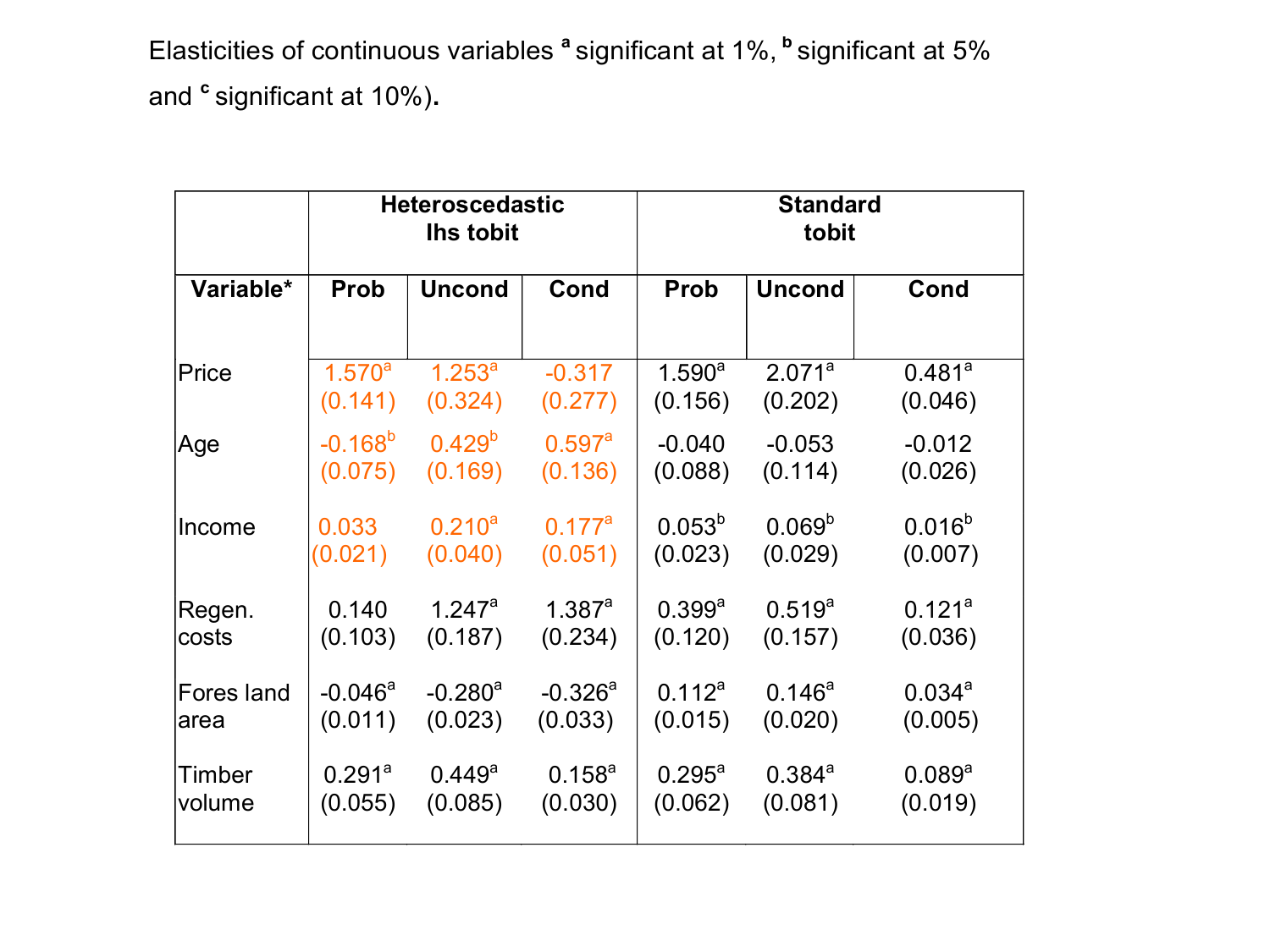Elasticities of continuous variables [a] significant at 1%, [b] significant at 5% and [c] significant at 10%).

| | Heteroscedastic lhs tobit | | | Standard tobit | | |
|---|---|---|---|---|---|---|
| Variable* | Prob | Uncond | Cond | Prob | Uncond | Cond |
| Price | 1.570[a] (0.141) | 1.253[a] (0.324) | -0.317 (0.277) | 1.590[a] (0.156) | 2.071[a] (0.202) | 0.481[a] (0.046) |
| Age | -0.168[b] (0.075) | 0.429[b] (0.169) | 0.597[a] (0.136) | -0.040 (0.088) | -0.053 (0.114) | -0.012 (0.026) |
| Income | 0.033 (0.021) | 0.210[a] (0.040) | 0.177[a] (0.051) | 0.053[b] (0.023) | 0.069[b] (0.029) | 0.016[b] (0.007) |
| Regen. costs | 0.140 (0.103) | 1.247[a] (0.187) | 1.387[a] (0.234) | 0.399[a] (0.120) | 0.519[a] (0.157) | 0.121[a] (0.036) |
| Fores land area | -0.046[a] (0.011) | -0.280[a] (0.023) | -0.326[a] (0.033) | 0.112[a] (0.015) | 0.146[a] (0.020) | 0.034[a] (0.005) |
| Timber volume | 0.291[a] (0.055) | 0.449[a] (0.085) | 0.158[a] (0.030) | 0.295[a] (0.062) | 0.384[a] (0.081) | 0.089[a] (0.019) |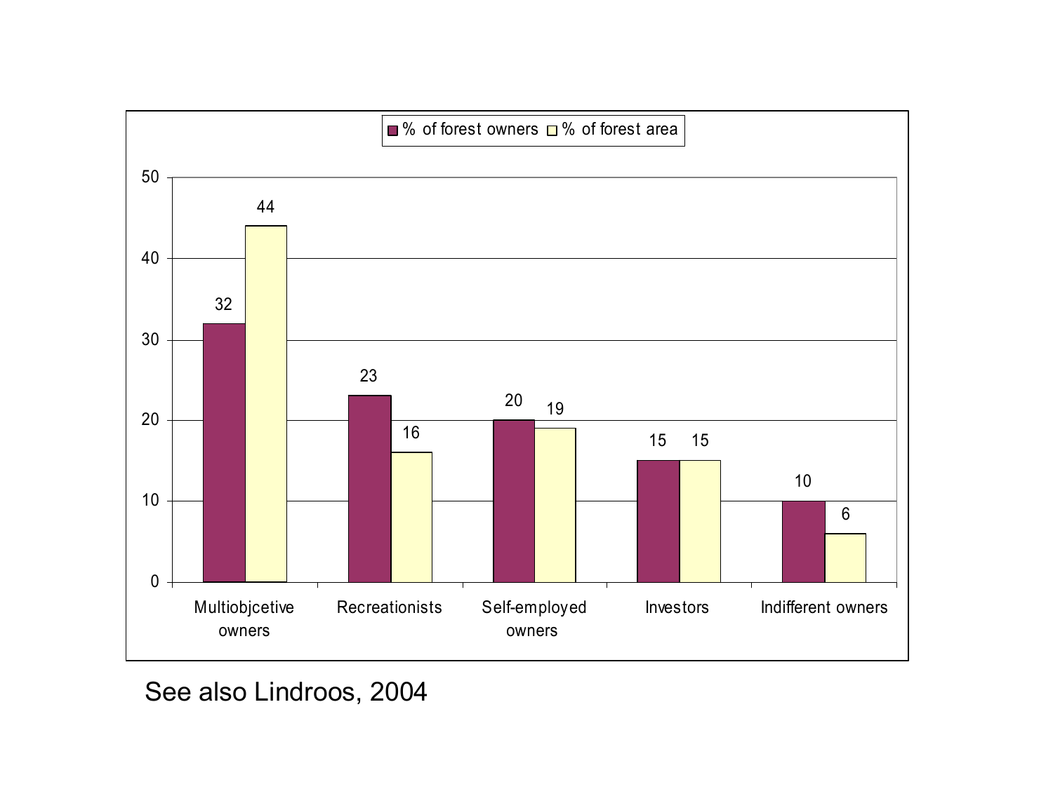| | % of forest owners | % of forest area |
| --- | --- | --- |
| Multiobjcetive owners | 32 | 44 |
| Recreationists | 23 | 16 |
| Self-employed owners | 20 | 19 |
| Investors | 15 | 15 |
| Indifferent owners | 10 | 6 |

See also Lindroos, 2004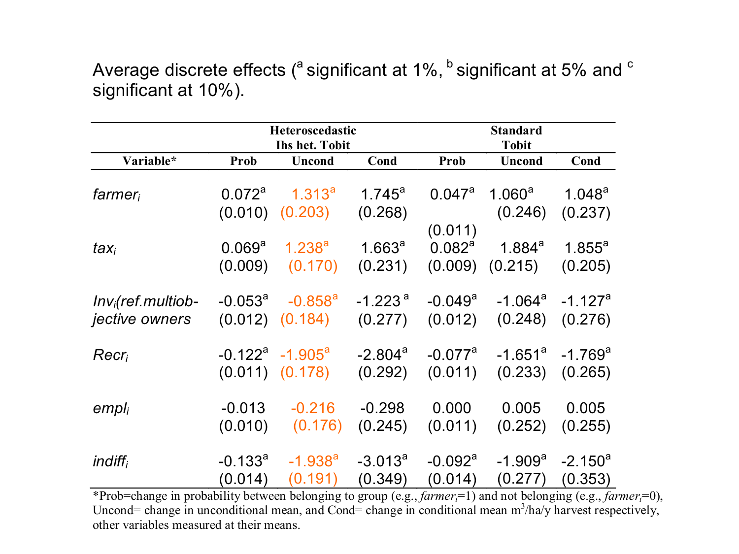Average discrete effects ([a] significant at 1%, [b] significant at 5% and [c] significant at 10%).

| Variable* | Heteroscedastic Ihs het. Tobit | | | Standard Tobit | | |
|---|---|---|---|---|---|---|
| | Prob | Uncond | Cond | Prob | Uncond | Cond |
| $farmer_i$ | 0.072[a] (0.010) | 1.313[a] (0.203) | 1.745[a] (0.268) | 0.047[a] (0.011) | 1.060[a] (0.246) | 1.048[a] (0.237) |
| $tax_i$ | 0.069[a] (0.009) | 1.238[a] (0.170) | 1.663[a] (0.231) | 0.082[a] (0.009) | 1.884[a] (0.215) | 1.855[a] (0.205) |
| $Inv_i$(ref.multiobjective owners | -0.053[a] (0.012) | -0.858[a] (0.184) | -1.223[a] (0.277) | -0.049[a] (0.012) | -1.064[a] (0.248) | -1.127[a] (0.276) |
| $Recr_i$ | -0.122[a] (0.011) | -1.905[a] (0.178) | -2.804[a] (0.292) | -0.077[a] (0.011) | -1.651[a] (0.233) | -1.769[a] (0.265) |
| $empl_i$ | -0.013 (0.010) | -0.216 (0.176) | -0.298 (0.245) | 0.000 (0.011) | 0.005 (0.252) | 0.005 (0.255) |
| $indiff_i$ | -0.133[a] (0.014) | -1.938[a] (0.191) | -3.013[a] (0.349) | -0.092[a] (0.014) | -1.909[a] (0.277) | -2.150[a] (0.353) |

*Prob=change in probability between belonging to group (e.g., $farmer_i$=1) and not belonging (e.g., $farmer_i$=0), Uncond= change in unconditional mean, and Cond= change in conditional mean $m^3$/ha/y harvest respectively, other variables measured at their means.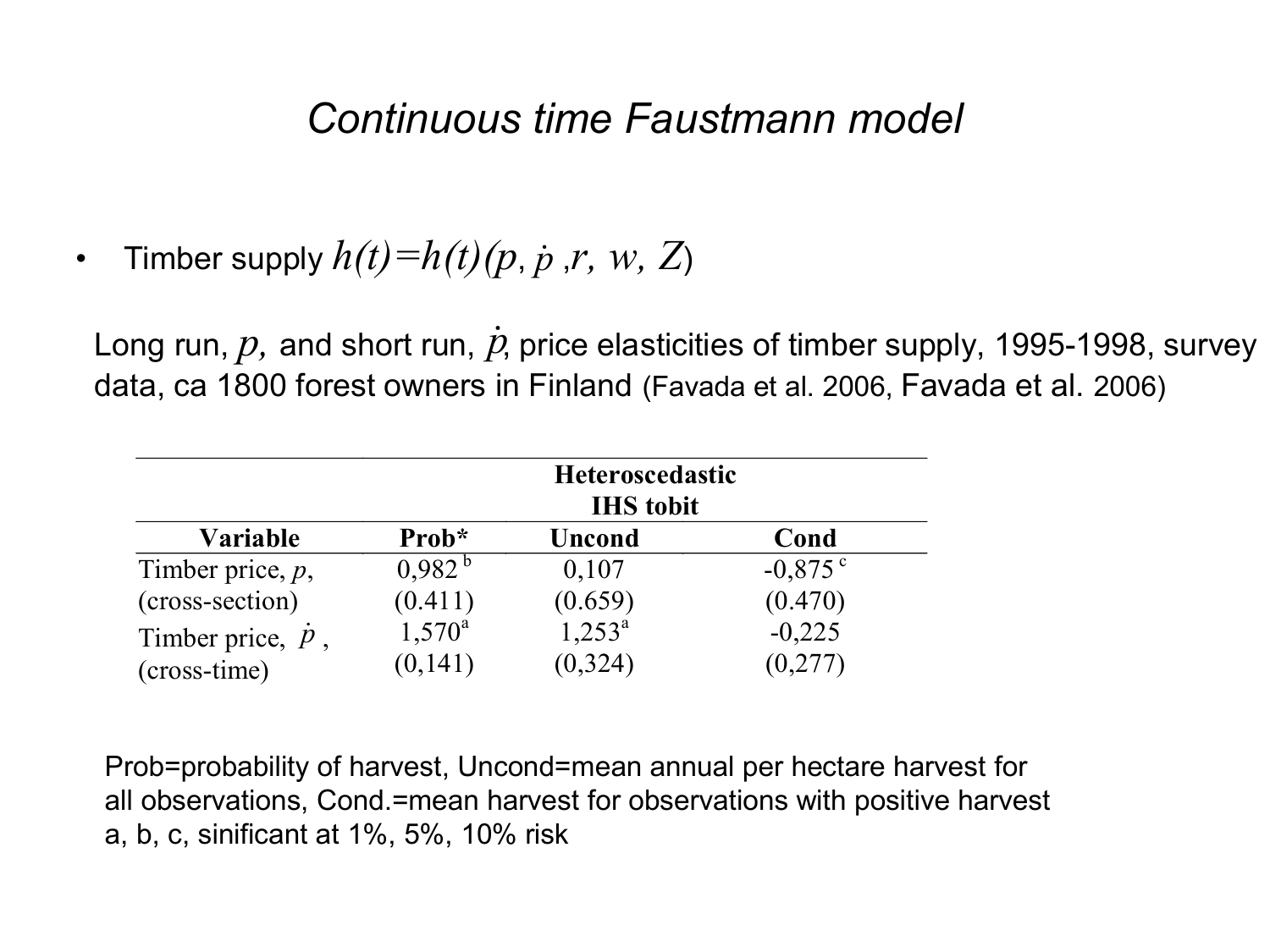# *Continuous time Faustmann model*

- Timber supply $h(t)=h(t)(p, \dot{p}, r, w, Z)$

Long run, $p$, and short run, $\dot{p}$, price elasticities of timber supply, 1995-1998, survey data, ca 1800 forest owners in Finland (Favada et al. 2006, Favada et al. 2006)

| | Heteroscedastic IHS tobit | | |
|---|---|---|---|
| **Variable** | **Prob*** | **Uncond** | **Cond** |
| Timber price, $p$, (cross-section) | 0,982 [b] (0.411) | 0,107 (0.659) | -0,875 [c] (0.470) |
| Timber price, $\dot{p}$, (cross-time) | 1,570 [a] (0,141) | 1,253 [a] (0,324) | -0,225 (0,277) |

Prob=probability of harvest, Uncond=mean annual per hectare harvest for all observations, Cond.=mean harvest for observations with positive harvest
a, b, c, sinificant at 1%, 5%, 10% risk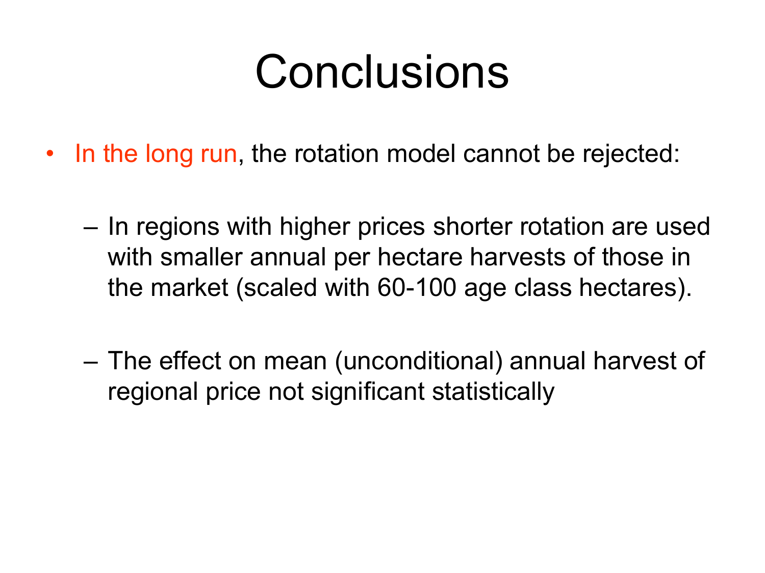# Conclusions

- In the long run, the rotation model cannot be rejected:
  - In regions with higher prices shorter rotation are used with smaller annual per hectare harvests of those in the market (scaled with 60-100 age class hectares).
  - The effect on mean (unconditional) annual harvest of regional price not significant statistically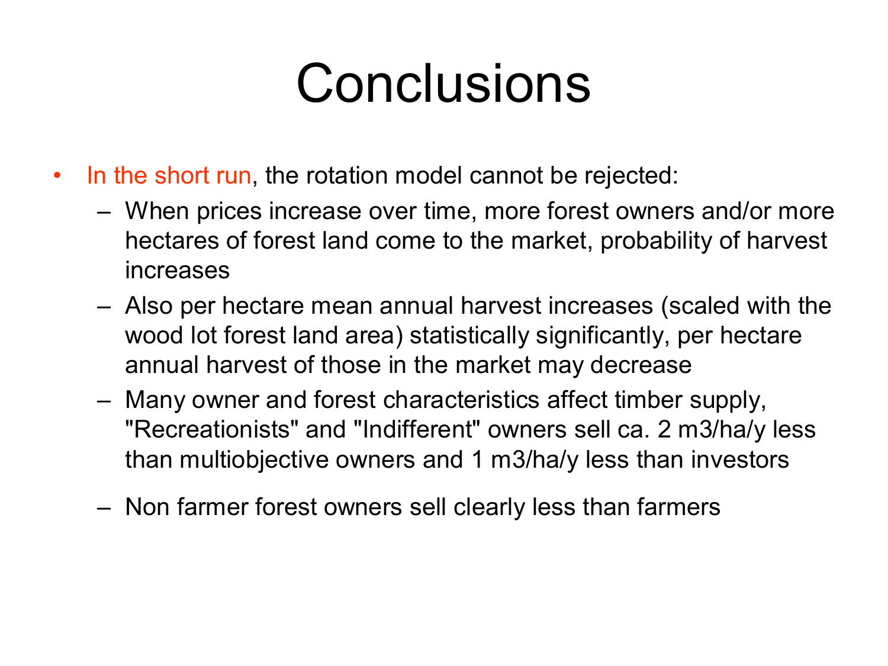# Conclusions

- In the short run, the rotation model cannot be rejected:
  - When prices increase over time, more forest owners and/or more hectares of forest land come to the market, probability of harvest increases
  - Also per hectare mean annual harvest increases (scaled with the wood lot forest land area) statistically significantly, per hectare annual harvest of those in the market may decrease
  - Many owner and forest characteristics affect timber supply, "Recreationists" and "Indifferent" owners sell ca. 2 m3/ha/y less than multiobjective owners and 1 m3/ha/y less than investors
  - Non farmer forest owners sell clearly less than farmers